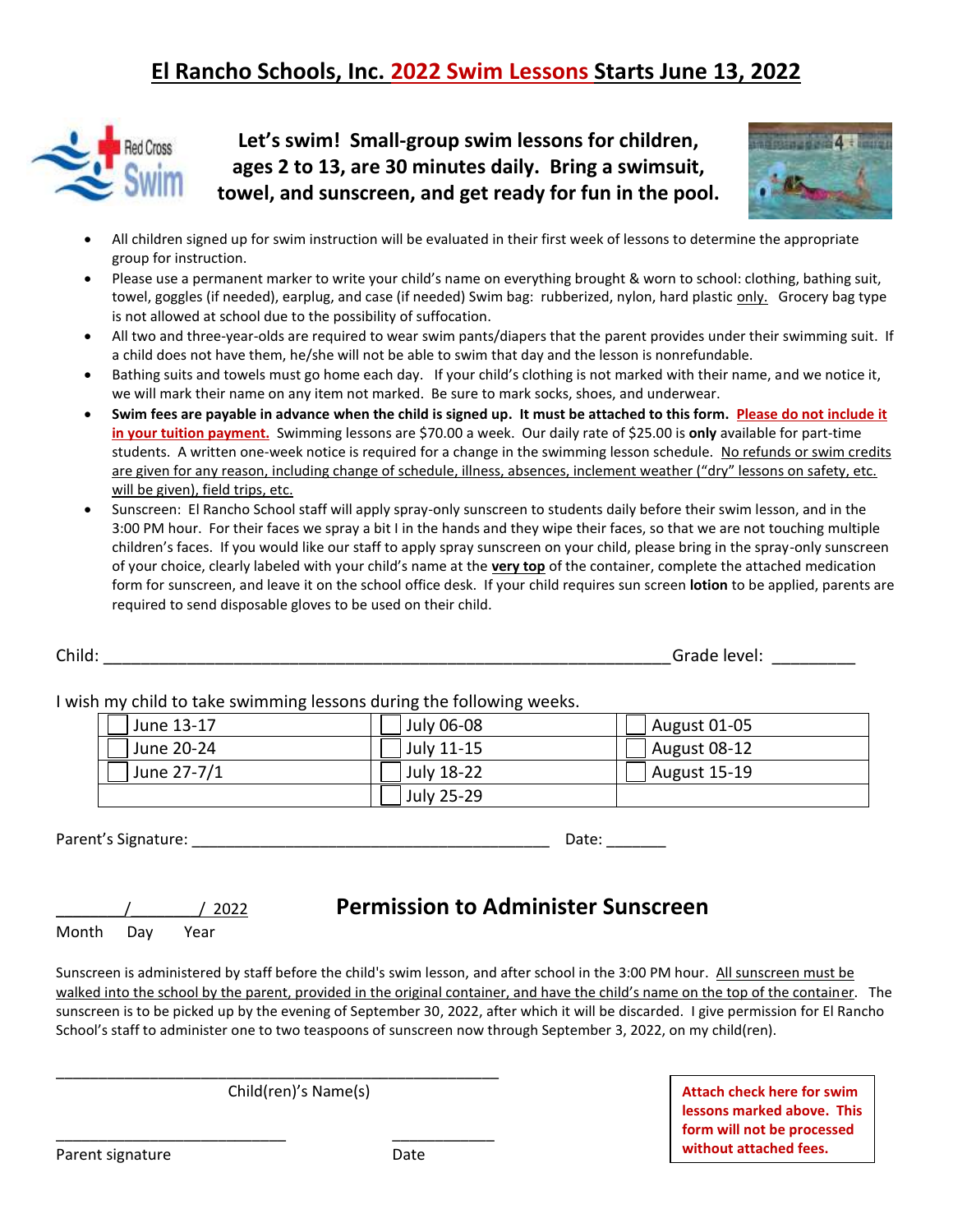# El Rancho Schools, Inc. 2022 Swim Lessons Starts June 13, 2022

**Let's swim! Small-group swim lessons for children, ages 2 to 13, are 30 minutes daily. Bring a swimsuit, towel, and sunscreen, and get ready for fun in the pool.**

- All children signed up for swim instruction will be evaluated in their first week of lessons to determine the appropriate group for instruction.
- Please use a permanent marker to write your child's name on everything brought & worn to school: clothing, bathing suit, towel, goggles (if needed), earplug, and case (if needed) Swim bag: rubberized, nylon, hard plastic only. Grocery bag type is not allowed at school due to the possibility of suffocation.
- All two and three-year-olds are required to wear swim pants/diapers that the parent provides under their swimming suit. If a child does not have them, he/she will not be able to swim that day and the lesson is nonrefundable.
- Bathing suits and towels must go home each day. If your child's clothing is not marked with their name, and we notice it, we will mark their name on any item not marked. Be sure to mark socks, shoes, and underwear.
- **Swim fees are payable in advance when the child is signed up. It must be attached to this form.** **Please do not include it in your tuition payment.** Swimming lessons are $70.00 a week. Our daily rate of $25.00 is **only** available for part-time students. A written one-week notice is required for a change in the swimming lesson schedule. No refunds or swim credits are given for any reason, including change of schedule, illness, absences, inclement weather ("dry" lessons on safety, etc. will be given), field trips, etc.
- Sunscreen: El Rancho School staff will apply spray-only sunscreen to students daily before their swim lesson, and in the 3:00 PM hour. For their faces we spray a bit I in the hands and they wipe their faces, so that we are not touching multiple children's faces. If you would like our staff to apply spray sunscreen on your child, please bring in the spray-only sunscreen of your choice, clearly labeled with your child's name at the **very top** of the container, complete the attached medication form for sunscreen, and leave it on the school office desk. If your child requires sun screen **lotion** to be applied, parents are required to send disposable gloves to be used on their child.

Child: ______________________________________________________________ Grade level: _________

I wish my child to take swimming lessons during the following weeks.

| | | |
|---|---|---|
| ☐ June 13-17 | ☐ July 06-08 | ☐ August 01-05 |
| ☐ June 20-24 | ☐ July 11-15 | ☐ August 08-12 |
| ☐ June 27-7/1 | ☐ July 18-22 | ☐ August 15-19 |
| | ☐ July 25-29 | |

Parent's Signature: ________________________________________ Date: _______

________/________/ 2022
Month Day Year

## Permission to Administer Sunscreen

Sunscreen is administered by staff before the child's swim lesson, and after school in the 3:00 PM hour. All sunscreen must be walked into the school by the parent, provided in the original container, and have the child's name on the top of the container. The sunscreen is to be picked up by the evening of September 30, 2022, after which it will be discarded. I give permission for El Rancho School's staff to administer one to two teaspoons of sunscreen now through September 3, 2022, on my child(ren).

_____________________________________________________
Child(ren)'s Name(s)

___________________________ ____________
Parent signature Date

**Attach check here for swim lessons marked above. This form will not be processed without attached fees.**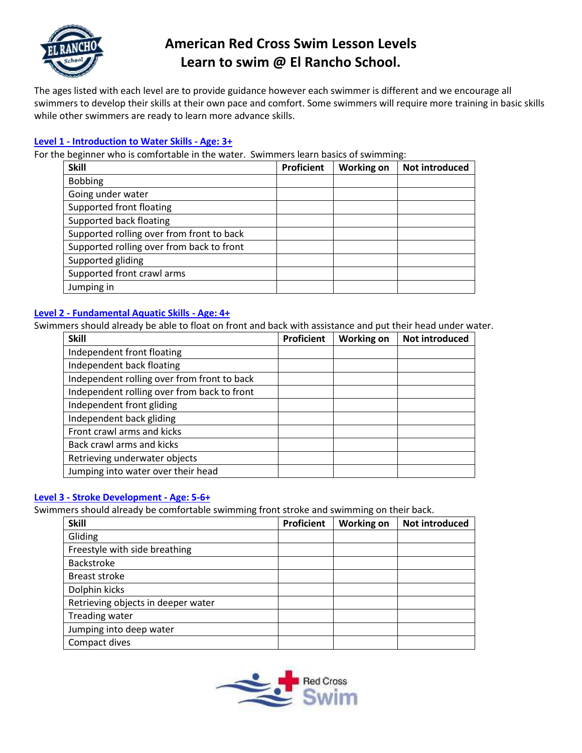# American Red Cross Swim Lesson Levels
# Learn to swim @ El Rancho School.

The ages listed with each level are to provide guidance however each swimmer is different and we encourage all swimmers to develop their skills at their own pace and comfort. Some swimmers will require more training in basic skills while other swimmers are ready to learn more advance skills.

## Level 1 - Introduction to Water Skills - Age: 3+

For the beginner who is comfortable in the water. Swimmers learn basics of swimming:

| Skill | Proficient | Working on | Not introduced |
| --- | --- | --- | --- |
| Bobbing | | | |
| Going under water | | | |
| Supported front floating | | | |
| Supported back floating | | | |
| Supported rolling over from front to back | | | |
| Supported rolling over from back to front | | | |
| Supported gliding | | | |
| Supported front crawl arms | | | |
| Jumping in | | | |

## Level 2 - Fundamental Aquatic Skills - Age: 4+

Swimmers should already be able to float on front and back with assistance and put their head under water.

| Skill | Proficient | Working on | Not introduced |
| --- | --- | --- | --- |
| Independent front floating | | | |
| Independent back floating | | | |
| Independent rolling over from front to back | | | |
| Independent rolling over from back to front | | | |
| Independent front gliding | | | |
| Independent back gliding | | | |
| Front crawl arms and kicks | | | |
| Back crawl arms and kicks | | | |
| Retrieving underwater objects | | | |
| Jumping into water over their head | | | |

## Level 3 - Stroke Development - Age: 5-6+

Swimmers should already be comfortable swimming front stroke and swimming on their back.

| Skill | Proficient | Working on | Not introduced |
| --- | --- | --- | --- |
| Gliding | | | |
| Freestyle with side breathing | | | |
| Backstroke | | | |
| Breast stroke | | | |
| Dolphin kicks | | | |
| Retrieving objects in deeper water | | | |
| Treading water | | | |
| Jumping into deep water | | | |
| Compact dives | | | |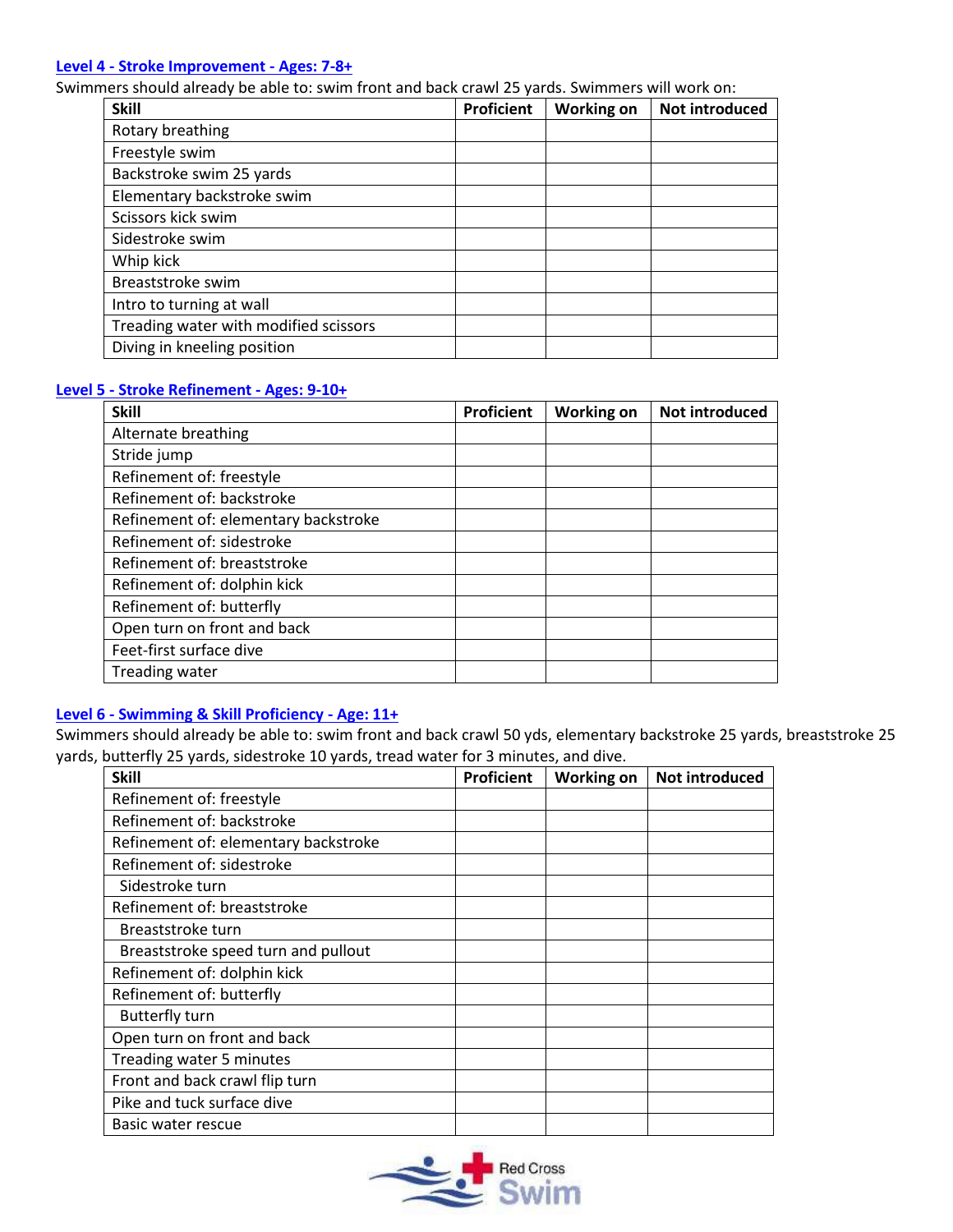### [Level 4 - Stroke Improvement - Ages: 7-8+]

Swimmers should already be able to: swim front and back crawl 25 yards. Swimmers will work on:

| Skill | Proficient | Working on | Not introduced |
|---|---|---|---|
| Rotary breathing | | | |
| Freestyle swim | | | |
| Backstroke swim 25 yards | | | |
| Elementary backstroke swim | | | |
| Scissors kick swim | | | |
| Sidestroke swim | | | |
| Whip kick | | | |
| Breaststroke swim | | | |
| Intro to turning at wall | | | |
| Treading water with modified scissors | | | |
| Diving in kneeling position | | | |

### [Level 5 - Stroke Refinement - Ages: 9-10+]

| Skill | Proficient | Working on | Not introduced |
|---|---|---|---|
| Alternate breathing | | | |
| Stride jump | | | |
| Refinement of: freestyle | | | |
| Refinement of: backstroke | | | |
| Refinement of: elementary backstroke | | | |
| Refinement of: sidestroke | | | |
| Refinement of: breaststroke | | | |
| Refinement of: dolphin kick | | | |
| Refinement of: butterfly | | | |
| Open turn on front and back | | | |
| Feet-first surface dive | | | |
| Treading water | | | |

### [Level 6 - Swimming & Skill Proficiency - Age: 11+]

Swimmers should already be able to: swim front and back crawl 50 yds, elementary backstroke 25 yards, breaststroke 25 yards, butterfly 25 yards, sidestroke 10 yards, tread water for 3 minutes, and dive.

| Skill | Proficient | Working on | Not introduced |
|---|---|---|---|
| Refinement of: freestyle | | | |
| Refinement of: backstroke | | | |
| Refinement of: elementary backstroke | | | |
| Refinement of: sidestroke | | | |
| Sidestroke turn | | | |
| Refinement of: breaststroke | | | |
| Breaststroke turn | | | |
| Breaststroke speed turn and pullout | | | |
| Refinement of: dolphin kick | | | |
| Refinement of: butterfly | | | |
| Butterfly turn | | | |
| Open turn on front and back | | | |
| Treading water 5 minutes | | | |
| Front and back crawl flip turn | | | |
| Pike and tuck surface dive | | | |
| Basic water rescue | | | |

Red Cross Swim